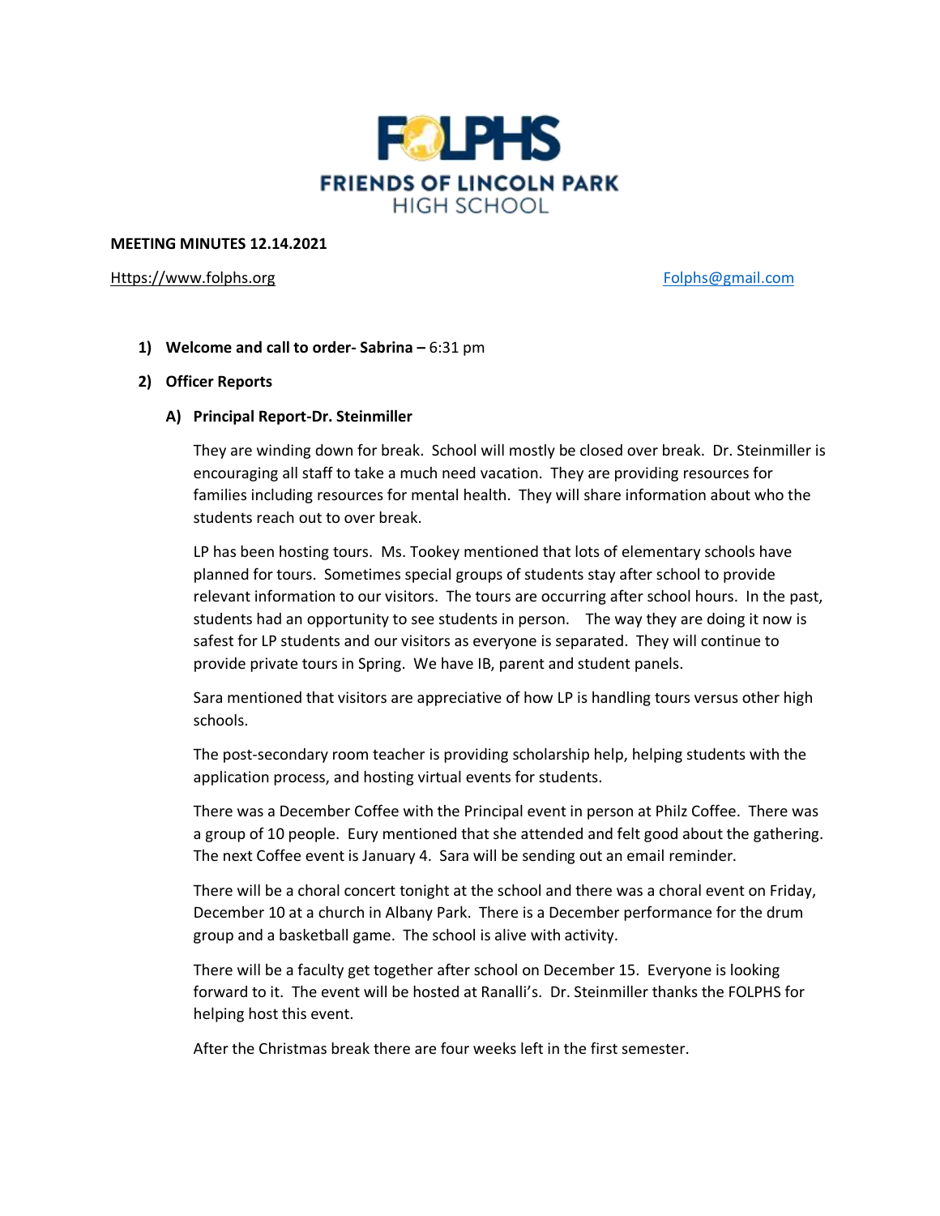# FOLPHS

## FRIENDS OF LINCOLN PARK HIGH SCHOOL

**MEETING MINUTES 12.14.2021**

Https://www.folphs.org                                        Folphs@gmail.com

1) **Welcome and call to order- Sabrina –** 6:31 pm

2) **Officer Reports**

   A) **Principal Report-Dr. Steinmiller**

   They are winding down for break. School will mostly be closed over break. Dr. Steinmiller is encouraging all staff to take a much need vacation. They are providing resources for families including resources for mental health. They will share information about who the students reach out to over break.

   LP has been hosting tours. Ms. Tookey mentioned that lots of elementary schools have planned for tours. Sometimes special groups of students stay after school to provide relevant information to our visitors. The tours are occurring after school hours. In the past, students had an opportunity to see students in person. The way they are doing it now is safest for LP students and our visitors as everyone is separated. They will continue to provide private tours in Spring. We have IB, parent and student panels.

   Sara mentioned that visitors are appreciative of how LP is handling tours versus other high schools.

   The post-secondary room teacher is providing scholarship help, helping students with the application process, and hosting virtual events for students.

   There was a December Coffee with the Principal event in person at Philz Coffee. There was a group of 10 people. Eury mentioned that she attended and felt good about the gathering. The next Coffee event is January 4. Sara will be sending out an email reminder.

   There will be a choral concert tonight at the school and there was a choral event on Friday, December 10 at a church in Albany Park. There is a December performance for the drum group and a basketball game. The school is alive with activity.

   There will be a faculty get together after school on December 15. Everyone is looking forward to it. The event will be hosted at Ranalli's. Dr. Steinmiller thanks the FOLPHS for helping host this event.

   After the Christmas break there are four weeks left in the first semester.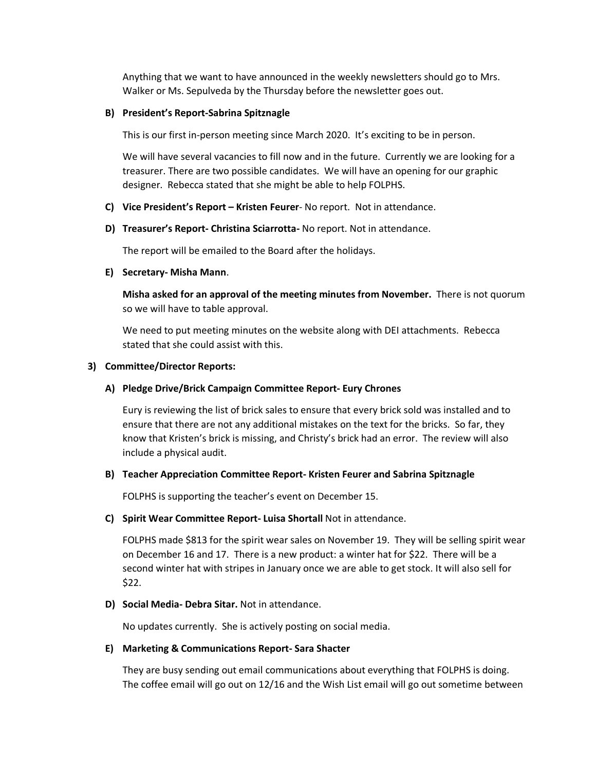Anything that we want to have announced in the weekly newsletters should go to Mrs. Walker or Ms. Sepulveda by the Thursday before the newsletter goes out.

**B) President's Report-Sabrina Spitznagle**

This is our first in-person meeting since March 2020. It's exciting to be in person.

We will have several vacancies to fill now and in the future. Currently we are looking for a treasurer. There are two possible candidates. We will have an opening for our graphic designer. Rebecca stated that she might be able to help FOLPHS.

**C) Vice President's Report – Kristen Feurer**- No report. Not in attendance.

**D) Treasurer's Report- Christina Sciarrotta-** No report. Not in attendance.

The report will be emailed to the Board after the holidays.

**E) Secretary- Misha Mann**.

**Misha asked for an approval of the meeting minutes from November.** There is not quorum so we will have to table approval.

We need to put meeting minutes on the website along with DEI attachments. Rebecca stated that she could assist with this.

**3) Committee/Director Reports:**

**A) Pledge Drive/Brick Campaign Committee Report- Eury Chrones**

Eury is reviewing the list of brick sales to ensure that every brick sold was installed and to ensure that there are not any additional mistakes on the text for the bricks. So far, they know that Kristen's brick is missing, and Christy's brick had an error. The review will also include a physical audit.

**B) Teacher Appreciation Committee Report- Kristen Feurer and Sabrina Spitznagle**

FOLPHS is supporting the teacher's event on December 15.

**C) Spirit Wear Committee Report- Luisa Shortall** Not in attendance.

FOLPHS made $813 for the spirit wear sales on November 19. They will be selling spirit wear on December 16 and 17. There is a new product: a winter hat for $22. There will be a second winter hat with stripes in January once we are able to get stock. It will also sell for $22.

**D) Social Media- Debra Sitar.** Not in attendance.

No updates currently. She is actively posting on social media.

**E) Marketing & Communications Report- Sara Shacter**

They are busy sending out email communications about everything that FOLPHS is doing. The coffee email will go out on 12/16 and the Wish List email will go out sometime between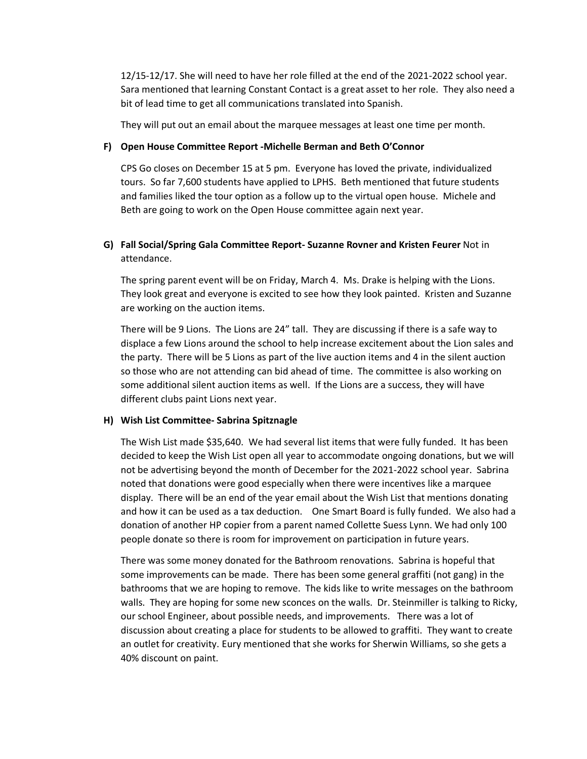12/15-12/17. She will need to have her role filled at the end of the 2021-2022 school year. Sara mentioned that learning Constant Contact is a great asset to her role. They also need a bit of lead time to get all communications translated into Spanish.

They will put out an email about the marquee messages at least one time per month.

**F) Open House Committee Report -Michelle Berman and Beth O'Connor**

CPS Go closes on December 15 at 5 pm. Everyone has loved the private, individualized tours. So far 7,600 students have applied to LPHS. Beth mentioned that future students and families liked the tour option as a follow up to the virtual open house. Michele and Beth are going to work on the Open House committee again next year.

**G) Fall Social/Spring Gala Committee Report- Suzanne Rovner and Kristen Feurer** Not in attendance.

The spring parent event will be on Friday, March 4. Ms. Drake is helping with the Lions. They look great and everyone is excited to see how they look painted. Kristen and Suzanne are working on the auction items.

There will be 9 Lions. The Lions are 24" tall. They are discussing if there is a safe way to displace a few Lions around the school to help increase excitement about the Lion sales and the party. There will be 5 Lions as part of the live auction items and 4 in the silent auction so those who are not attending can bid ahead of time. The committee is also working on some additional silent auction items as well. If the Lions are a success, they will have different clubs paint Lions next year.

**H) Wish List Committee- Sabrina Spitznagle**

The Wish List made $35,640. We had several list items that were fully funded. It has been decided to keep the Wish List open all year to accommodate ongoing donations, but we will not be advertising beyond the month of December for the 2021-2022 school year. Sabrina noted that donations were good especially when there were incentives like a marquee display. There will be an end of the year email about the Wish List that mentions donating and how it can be used as a tax deduction. One Smart Board is fully funded. We also had a donation of another HP copier from a parent named Collette Suess Lynn. We had only 100 people donate so there is room for improvement on participation in future years.

There was some money donated for the Bathroom renovations. Sabrina is hopeful that some improvements can be made. There has been some general graffiti (not gang) in the bathrooms that we are hoping to remove. The kids like to write messages on the bathroom walls. They are hoping for some new sconces on the walls. Dr. Steinmiller is talking to Ricky, our school Engineer, about possible needs, and improvements. There was a lot of discussion about creating a place for students to be allowed to graffiti. They want to create an outlet for creativity. Eury mentioned that she works for Sherwin Williams, so she gets a 40% discount on paint.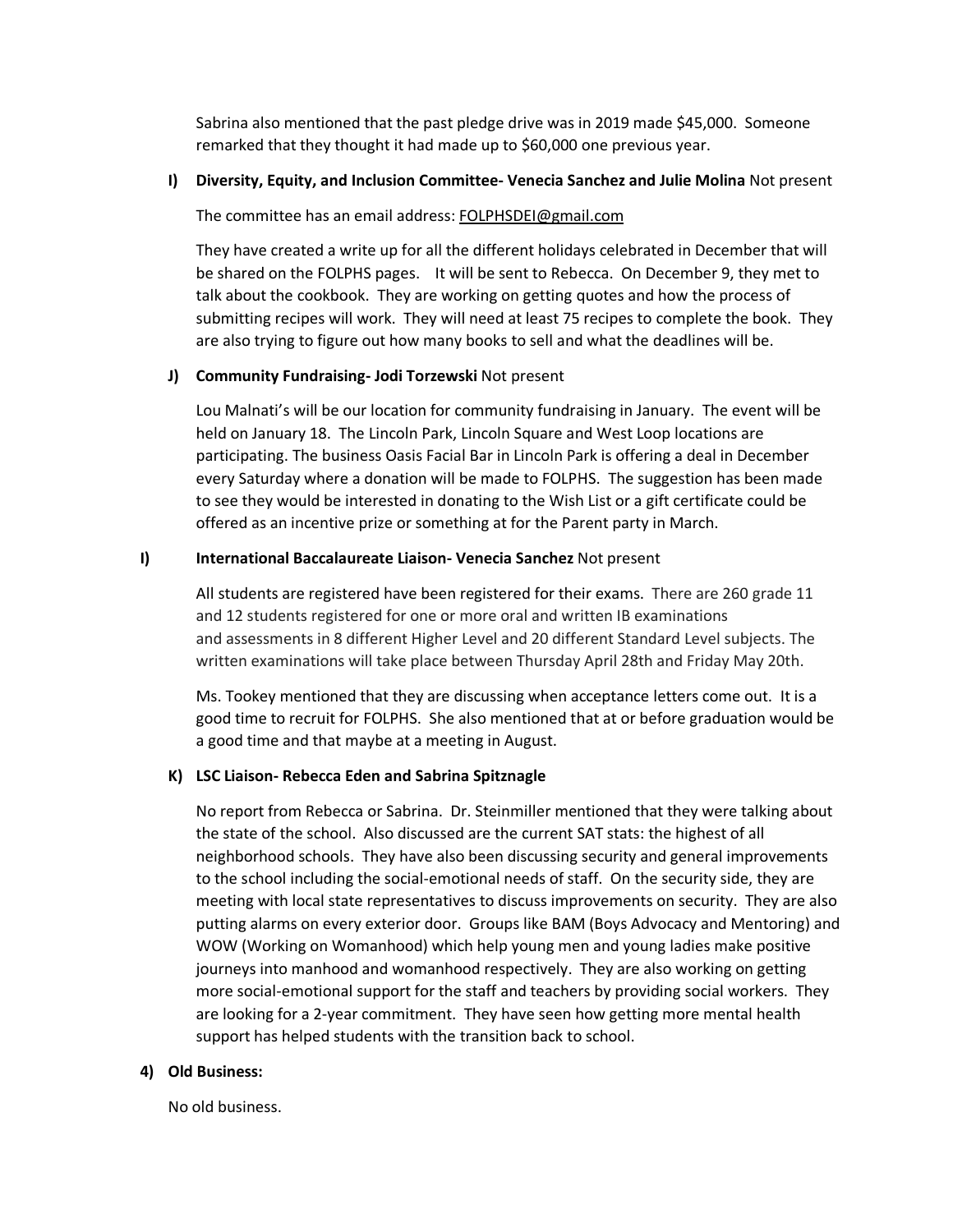Sabrina also mentioned that the past pledge drive was in 2019 made $45,000. Someone remarked that they thought it had made up to $60,000 one previous year.

**I) Diversity, Equity, and Inclusion Committee- Venecia Sanchez and Julie Molina** Not present

The committee has an email address: FOLPHSDEI@gmail.com

They have created a write up for all the different holidays celebrated in December that will be shared on the FOLPHS pages. It will be sent to Rebecca. On December 9, they met to talk about the cookbook. They are working on getting quotes and how the process of submitting recipes will work. They will need at least 75 recipes to complete the book. They are also trying to figure out how many books to sell and what the deadlines will be.

**J) Community Fundraising- Jodi Torzewski** Not present

Lou Malnati's will be our location for community fundraising in January. The event will be held on January 18. The Lincoln Park, Lincoln Square and West Loop locations are participating. The business Oasis Facial Bar in Lincoln Park is offering a deal in December every Saturday where a donation will be made to FOLPHS. The suggestion has been made to see they would be interested in donating to the Wish List or a gift certificate could be offered as an incentive prize or something at for the Parent party in March.

**I) International Baccalaureate Liaison- Venecia Sanchez** Not present

All students are registered have been registered for their exams. There are 260 grade 11 and 12 students registered for one or more oral and written IB examinations and assessments in 8 different Higher Level and 20 different Standard Level subjects. The written examinations will take place between Thursday April 28th and Friday May 20th.

Ms. Tookey mentioned that they are discussing when acceptance letters come out. It is a good time to recruit for FOLPHS. She also mentioned that at or before graduation would be a good time and that maybe at a meeting in August.

**K) LSC Liaison- Rebecca Eden and Sabrina Spitznagle**

No report from Rebecca or Sabrina. Dr. Steinmiller mentioned that they were talking about the state of the school. Also discussed are the current SAT stats: the highest of all neighborhood schools. They have also been discussing security and general improvements to the school including the social-emotional needs of staff. On the security side, they are meeting with local state representatives to discuss improvements on security. They are also putting alarms on every exterior door. Groups like BAM (Boys Advocacy and Mentoring) and WOW (Working on Womanhood) which help young men and young ladies make positive journeys into manhood and womanhood respectively. They are also working on getting more social-emotional support for the staff and teachers by providing social workers. They are looking for a 2-year commitment. They have seen how getting more mental health support has helped students with the transition back to school.

**4) Old Business:**

No old business.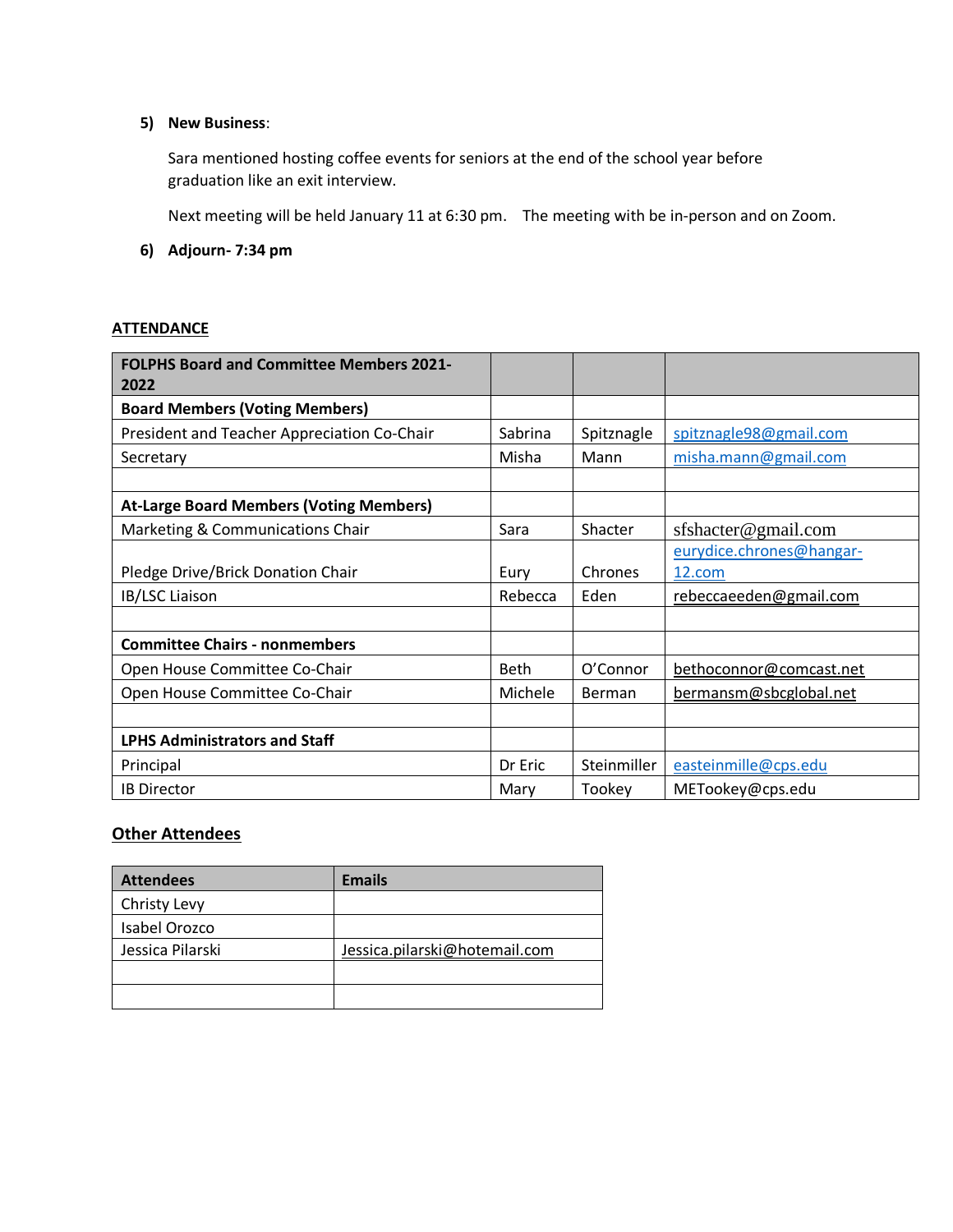5) **New Business**:

   Sara mentioned hosting coffee events for seniors at the end of the school year before graduation like an exit interview.

   Next meeting will be held January 11 at 6:30 pm. The meeting with be in-person and on Zoom.

6) **Adjourn- 7:34 pm**

**ATTENDANCE**

| **FOLPHS Board and Committee Members 2021-2022** | | | |
|---|---|---|---|
| **Board Members (Voting Members)** | | | |
| President and Teacher Appreciation Co-Chair | Sabrina | Spitznagle | spitznagle98@gmail.com |
| Secretary | Misha | Mann | misha.mann@gmail.com |
| | | | |
| **At-Large Board Members (Voting Members)** | | | |
| Marketing & Communications Chair | Sara | Shacter | sfshacter@gmail.com |
| Pledge Drive/Brick Donation Chair | Eury | Chrones | eurydice.chrones@hangar-12.com |
| IB/LSC Liaison | Rebecca | Eden | rebeccaeeden@gmail.com |
| | | | |
| **Committee Chairs - nonmembers** | | | |
| Open House Committee Co-Chair | Beth | O'Connor | bethoconnor@comcast.net |
| Open House Committee Co-Chair | Michele | Berman | bermansm@sbcglobal.net |
| | | | |
| **LPHS Administrators and Staff** | | | |
| Principal | Dr Eric | Steinmiller | easteinmille@cps.edu |
| IB Director | Mary | Tookey | METookey@cps.edu |

**Other Attendees**

| **Attendees** | **Emails** |
|---|---|
| Christy Levy | |
| Isabel Orozco | |
| Jessica Pilarski | Jessica.pilarski@hotemail.com |
| | |
| | |